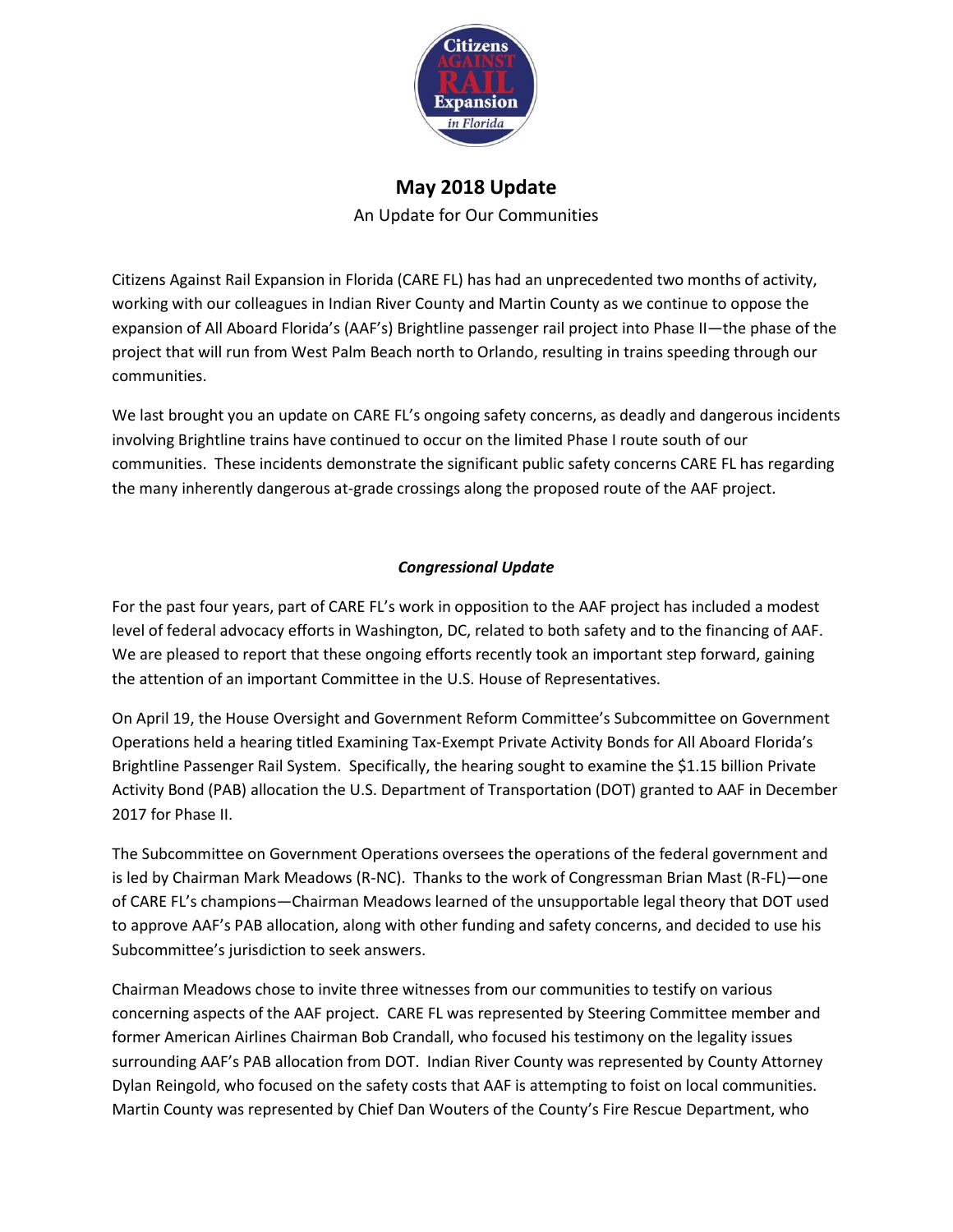# May 2018 Update

An Update for Our Communities

Citizens Against Rail Expansion in Florida (CARE FL) has had an unprecedented two months of activity, working with our colleagues in Indian River County and Martin County as we continue to oppose the expansion of All Aboard Florida's (AAF's) Brightline passenger rail project into Phase II—the phase of the project that will run from West Palm Beach north to Orlando, resulting in trains speeding through our communities.

We last brought you an update on CARE FL's ongoing safety concerns, as deadly and dangerous incidents involving Brightline trains have continued to occur on the limited Phase I route south of our communities. These incidents demonstrate the significant public safety concerns CARE FL has regarding the many inherently dangerous at-grade crossings along the proposed route of the AAF project.

## ***Congressional Update***

For the past four years, part of CARE FL's work in opposition to the AAF project has included a modest level of federal advocacy efforts in Washington, DC, related to both safety and to the financing of AAF. We are pleased to report that these ongoing efforts recently took an important step forward, gaining the attention of an important Committee in the U.S. House of Representatives.

On April 19, the House Oversight and Government Reform Committee's Subcommittee on Government Operations held a hearing titled Examining Tax-Exempt Private Activity Bonds for All Aboard Florida's Brightline Passenger Rail System. Specifically, the hearing sought to examine the $1.15 billion Private Activity Bond (PAB) allocation the U.S. Department of Transportation (DOT) granted to AAF in December 2017 for Phase II.

The Subcommittee on Government Operations oversees the operations of the federal government and is led by Chairman Mark Meadows (R-NC). Thanks to the work of Congressman Brian Mast (R-FL)—one of CARE FL's champions—Chairman Meadows learned of the unsupportable legal theory that DOT used to approve AAF's PAB allocation, along with other funding and safety concerns, and decided to use his Subcommittee's jurisdiction to seek answers.

Chairman Meadows chose to invite three witnesses from our communities to testify on various concerning aspects of the AAF project. CARE FL was represented by Steering Committee member and former American Airlines Chairman Bob Crandall, who focused his testimony on the legality issues surrounding AAF's PAB allocation from DOT. Indian River County was represented by County Attorney Dylan Reingold, who focused on the safety costs that AAF is attempting to foist on local communities. Martin County was represented by Chief Dan Wouters of the County's Fire Rescue Department, who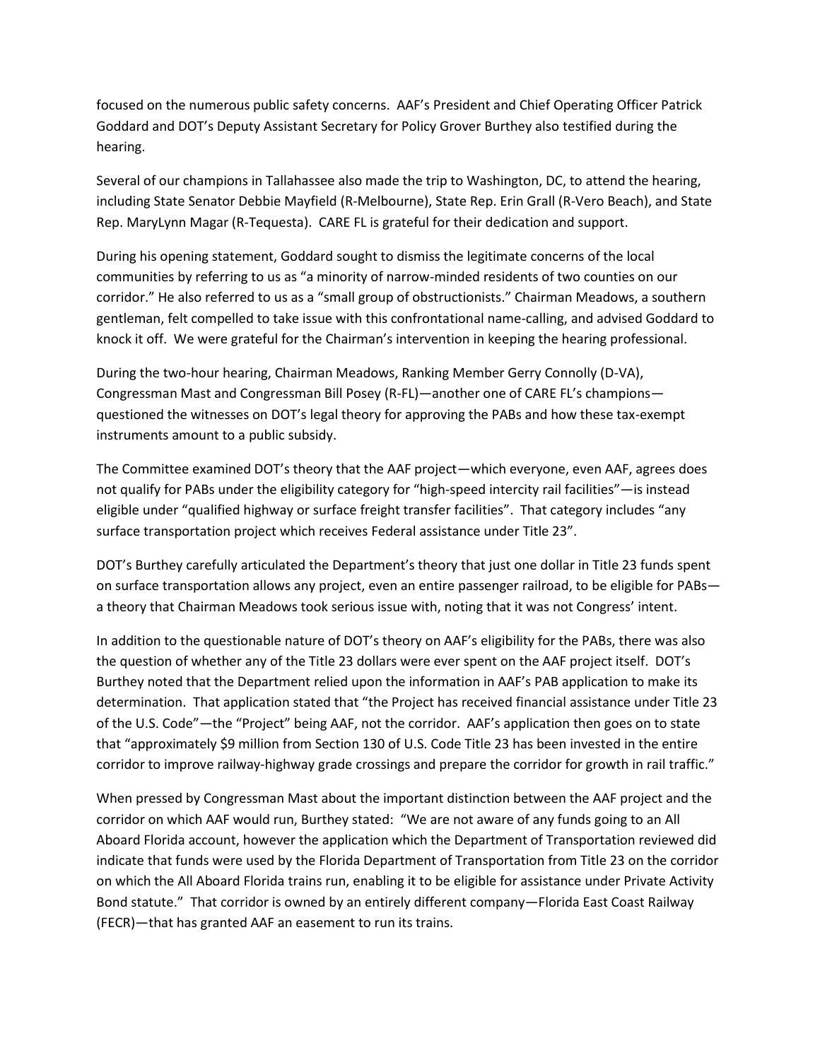focused on the numerous public safety concerns. AAF's President and Chief Operating Officer Patrick Goddard and DOT's Deputy Assistant Secretary for Policy Grover Burthey also testified during the hearing.

Several of our champions in Tallahassee also made the trip to Washington, DC, to attend the hearing, including State Senator Debbie Mayfield (R-Melbourne), State Rep. Erin Grall (R-Vero Beach), and State Rep. MaryLynn Magar (R-Tequesta). CARE FL is grateful for their dedication and support.

During his opening statement, Goddard sought to dismiss the legitimate concerns of the local communities by referring to us as "a minority of narrow-minded residents of two counties on our corridor." He also referred to us as a "small group of obstructionists." Chairman Meadows, a southern gentleman, felt compelled to take issue with this confrontational name-calling, and advised Goddard to knock it off. We were grateful for the Chairman's intervention in keeping the hearing professional.

During the two-hour hearing, Chairman Meadows, Ranking Member Gerry Connolly (D-VA), Congressman Mast and Congressman Bill Posey (R-FL)—another one of CARE FL's champions—questioned the witnesses on DOT's legal theory for approving the PABs and how these tax-exempt instruments amount to a public subsidy.

The Committee examined DOT's theory that the AAF project—which everyone, even AAF, agrees does not qualify for PABs under the eligibility category for "high-speed intercity rail facilities"—is instead eligible under "qualified highway or surface freight transfer facilities". That category includes "any surface transportation project which receives Federal assistance under Title 23".

DOT's Burthey carefully articulated the Department's theory that just one dollar in Title 23 funds spent on surface transportation allows any project, even an entire passenger railroad, to be eligible for PABs—a theory that Chairman Meadows took serious issue with, noting that it was not Congress' intent.

In addition to the questionable nature of DOT's theory on AAF's eligibility for the PABs, there was also the question of whether any of the Title 23 dollars were ever spent on the AAF project itself. DOT's Burthey noted that the Department relied upon the information in AAF's PAB application to make its determination. That application stated that "the Project has received financial assistance under Title 23 of the U.S. Code"—the "Project" being AAF, not the corridor. AAF's application then goes on to state that "approximately $9 million from Section 130 of U.S. Code Title 23 has been invested in the entire corridor to improve railway-highway grade crossings and prepare the corridor for growth in rail traffic."

When pressed by Congressman Mast about the important distinction between the AAF project and the corridor on which AAF would run, Burthey stated: "We are not aware of any funds going to an All Aboard Florida account, however the application which the Department of Transportation reviewed did indicate that funds were used by the Florida Department of Transportation from Title 23 on the corridor on which the All Aboard Florida trains run, enabling it to be eligible for assistance under Private Activity Bond statute." That corridor is owned by an entirely different company—Florida East Coast Railway (FECR)—that has granted AAF an easement to run its trains.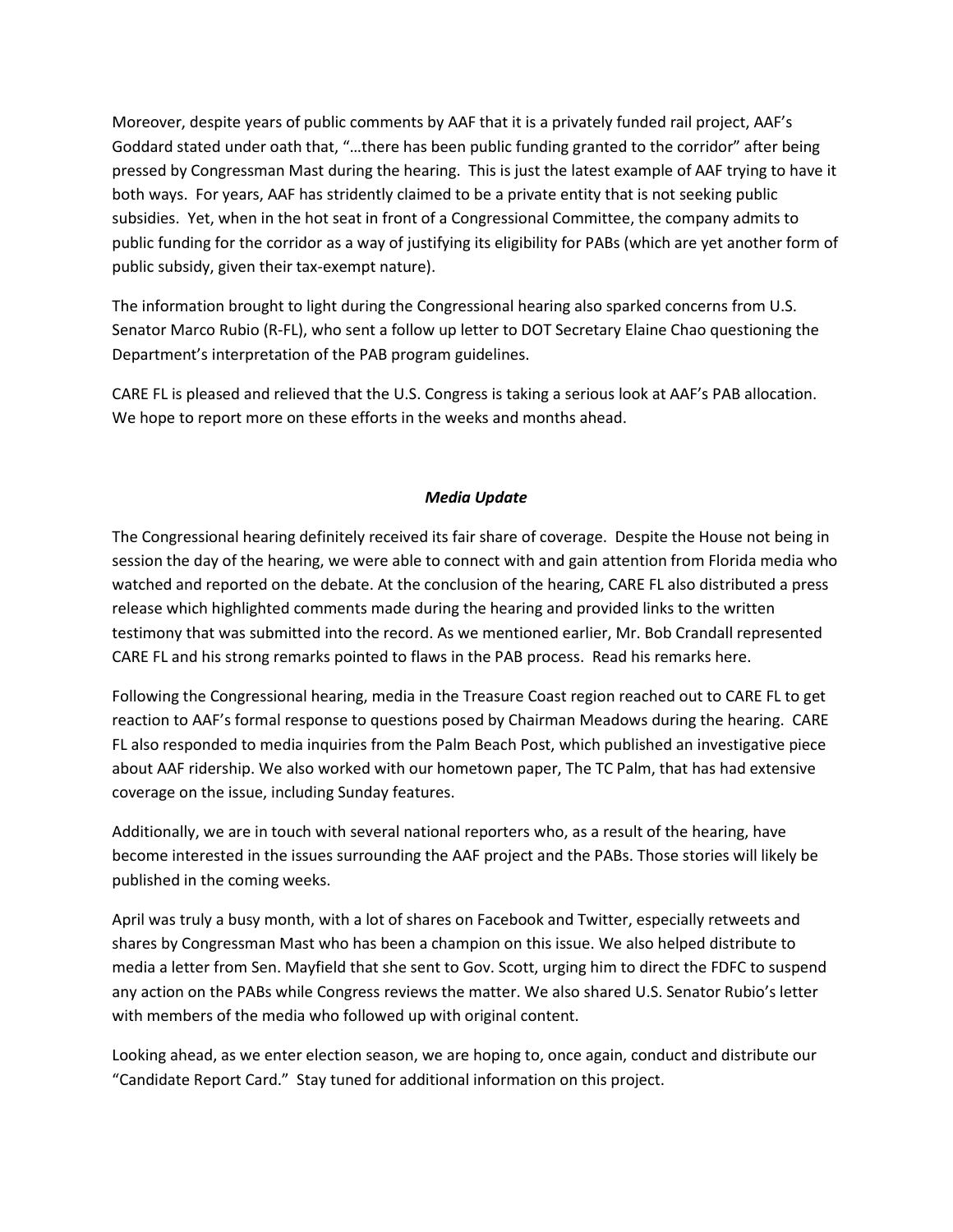Moreover, despite years of public comments by AAF that it is a privately funded rail project, AAF's Goddard stated under oath that, "…there has been public funding granted to the corridor" after being pressed by Congressman Mast during the hearing. This is just the latest example of AAF trying to have it both ways. For years, AAF has stridently claimed to be a private entity that is not seeking public subsidies. Yet, when in the hot seat in front of a Congressional Committee, the company admits to public funding for the corridor as a way of justifying its eligibility for PABs (which are yet another form of public subsidy, given their tax-exempt nature).

The information brought to light during the Congressional hearing also sparked concerns from U.S. Senator Marco Rubio (R-FL), who sent a follow up letter to DOT Secretary Elaine Chao questioning the Department's interpretation of the PAB program guidelines.

CARE FL is pleased and relieved that the U.S. Congress is taking a serious look at AAF's PAB allocation. We hope to report more on these efforts in the weeks and months ahead.

### *Media Update*

The Congressional hearing definitely received its fair share of coverage. Despite the House not being in session the day of the hearing, we were able to connect with and gain attention from Florida media who watched and reported on the debate. At the conclusion of the hearing, CARE FL also distributed a press release which highlighted comments made during the hearing and provided links to the written testimony that was submitted into the record. As we mentioned earlier, Mr. Bob Crandall represented CARE FL and his strong remarks pointed to flaws in the PAB process. Read his remarks here.

Following the Congressional hearing, media in the Treasure Coast region reached out to CARE FL to get reaction to AAF's formal response to questions posed by Chairman Meadows during the hearing. CARE FL also responded to media inquiries from the Palm Beach Post, which published an investigative piece about AAF ridership. We also worked with our hometown paper, The TC Palm, that has had extensive coverage on the issue, including Sunday features.

Additionally, we are in touch with several national reporters who, as a result of the hearing, have become interested in the issues surrounding the AAF project and the PABs. Those stories will likely be published in the coming weeks.

April was truly a busy month, with a lot of shares on Facebook and Twitter, especially retweets and shares by Congressman Mast who has been a champion on this issue. We also helped distribute to media a letter from Sen. Mayfield that she sent to Gov. Scott, urging him to direct the FDFC to suspend any action on the PABs while Congress reviews the matter. We also shared U.S. Senator Rubio's letter with members of the media who followed up with original content.

Looking ahead, as we enter election season, we are hoping to, once again, conduct and distribute our "Candidate Report Card." Stay tuned for additional information on this project.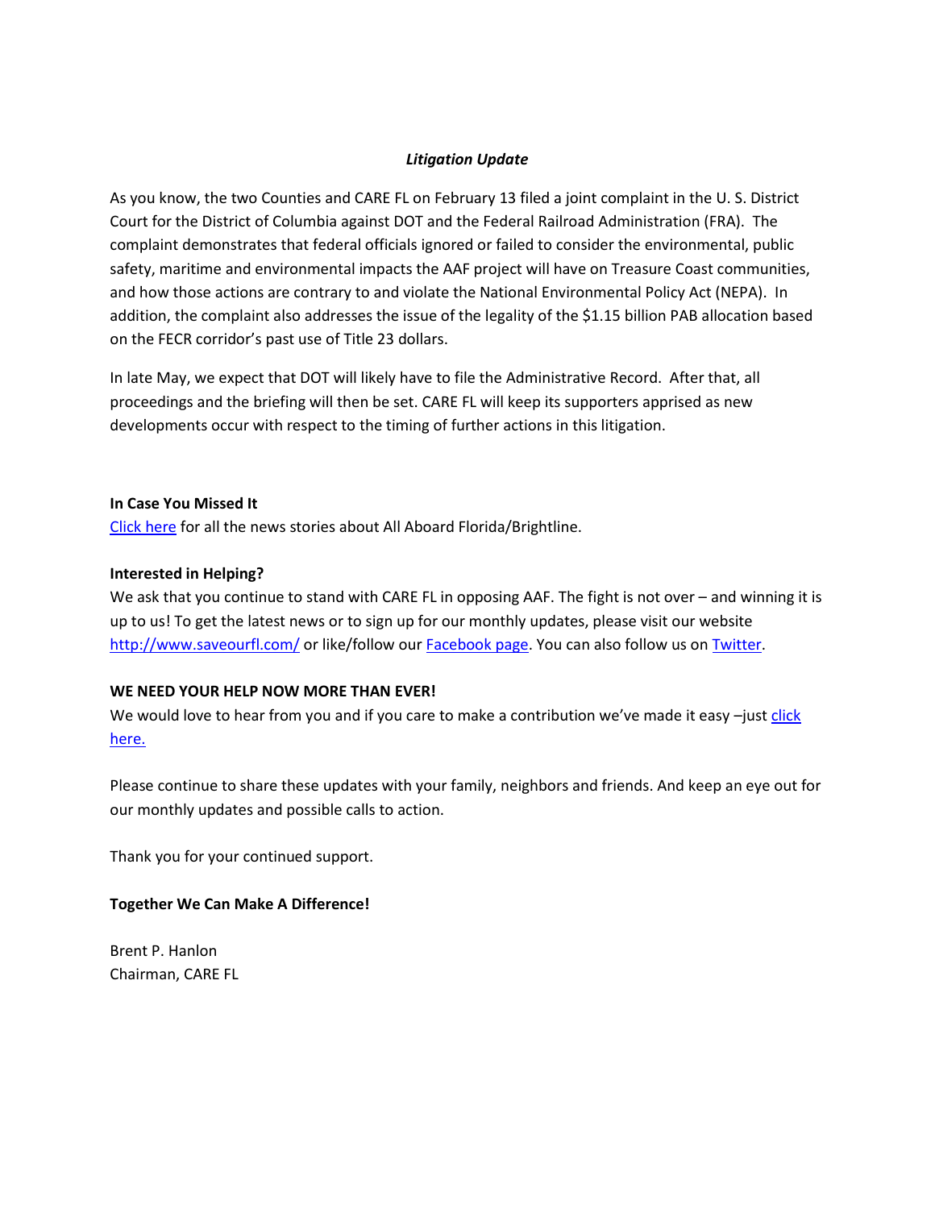***Litigation Update***

As you know, the two Counties and CARE FL on February 13 filed a joint complaint in the U. S. District Court for the District of Columbia against DOT and the Federal Railroad Administration (FRA). The complaint demonstrates that federal officials ignored or failed to consider the environmental, public safety, maritime and environmental impacts the AAF project will have on Treasure Coast communities, and how those actions are contrary to and violate the National Environmental Policy Act (NEPA). In addition, the complaint also addresses the issue of the legality of the $1.15 billion PAB allocation based on the FECR corridor's past use of Title 23 dollars.

In late May, we expect that DOT will likely have to file the Administrative Record. After that, all proceedings and the briefing will then be set. CARE FL will keep its supporters apprised as new developments occur with respect to the timing of further actions in this litigation.

**In Case You Missed It**

Click here for all the news stories about All Aboard Florida/Brightline.

**Interested in Helping?**

We ask that you continue to stand with CARE FL in opposing AAF. The fight is not over – and winning it is up to us! To get the latest news or to sign up for our monthly updates, please visit our website http://www.saveourfl.com/ or like/follow our Facebook page. You can also follow us on Twitter.

**WE NEED YOUR HELP NOW MORE THAN EVER!**

We would love to hear from you and if you care to make a contribution we've made it easy –just click here.

Please continue to share these updates with your family, neighbors and friends. And keep an eye out for our monthly updates and possible calls to action.

Thank you for your continued support.

**Together We Can Make A Difference!**

Brent P. Hanlon
Chairman, CARE FL